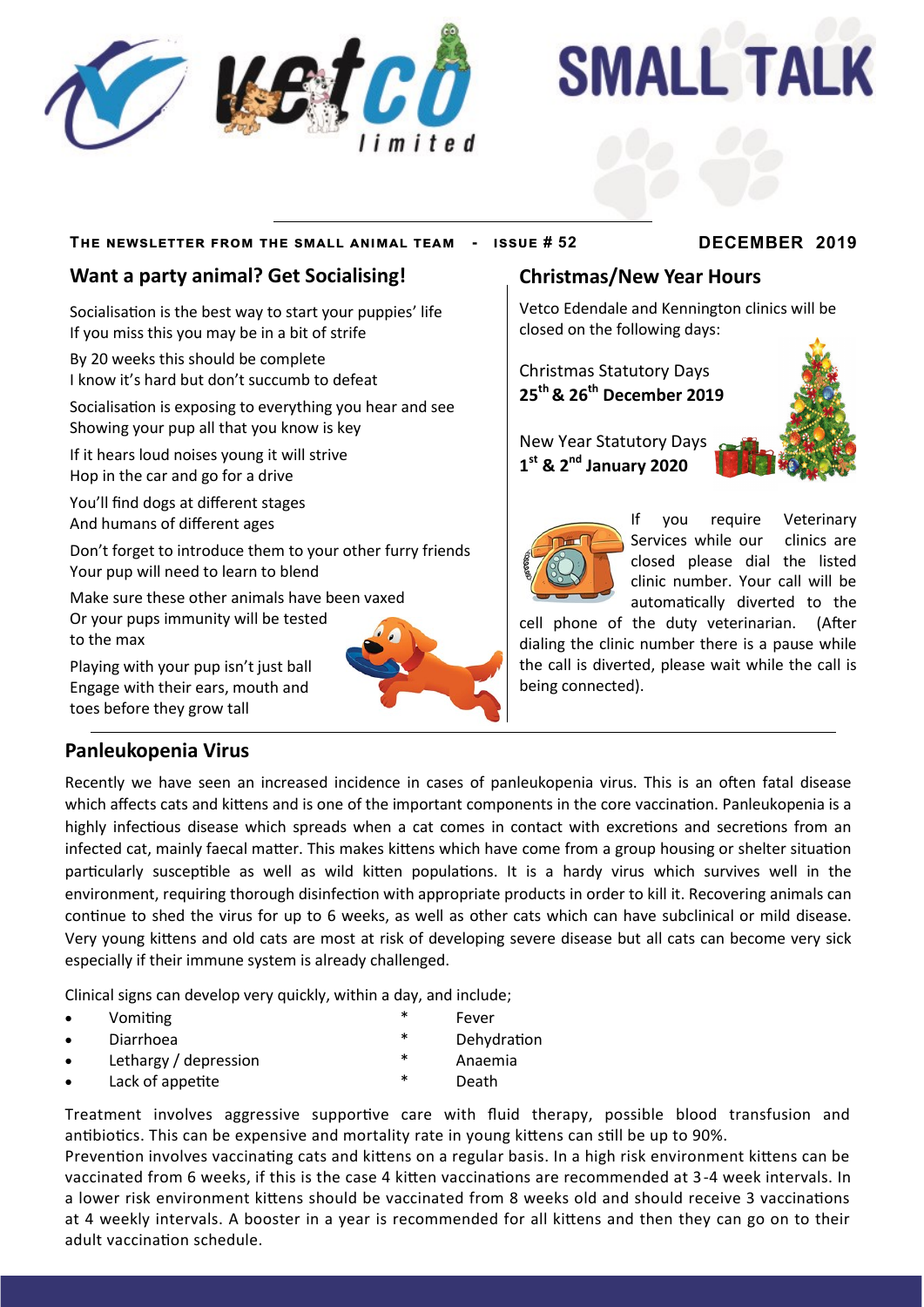# SMALL TALK

**The newsletter from the small animal team - Issue # 52** **December 2019**

## Want a party animal? Get Socialising!

Socialisation is the best way to start your puppies' life
If you miss this you may be in a bit of strife

By 20 weeks this should be complete
I know it's hard but don't succumb to defeat

Socialisation is exposing to everything you hear and see
Showing your pup all that you know is key

If it hears loud noises young it will strive
Hop in the car and go for a drive

You'll find dogs at different stages
And humans of different ages

Don't forget to introduce them to your other furry friends
Your pup will need to learn to blend

Make sure these other animals have been vaxed
Or your pups immunity will be tested to the max

Playing with your pup isn't just ball
Engage with their ears, mouth and toes before they grow tall

## Christmas/New Year Hours

Vetco Edendale and Kennington clinics will be closed on the following days:

Christmas Statutory Days
**25th & 26th December 2019**

New Year Statutory Days
**1st & 2nd January 2020**

If you require Veterinary Services while our clinics are closed please dial the listed clinic number. Your call will be automatically diverted to the cell phone of the duty veterinarian. (After dialing the clinic number there is a pause while the call is diverted, please wait while the call is being connected).

## Panleukopenia Virus

Recently we have seen an increased incidence in cases of panleukopenia virus. This is an often fatal disease which affects cats and kittens and is one of the important components in the core vaccination. Panleukopenia is a highly infectious disease which spreads when a cat comes in contact with excretions and secretions from an infected cat, mainly faecal matter. This makes kittens which have come from a group housing or shelter situation particularly susceptible as well as wild kitten populations. It is a hardy virus which survives well in the environment, requiring thorough disinfection with appropriate products in order to kill it. Recovering animals can continue to shed the virus for up to 6 weeks, as well as other cats which can have subclinical or mild disease. Very young kittens and old cats are most at risk of developing severe disease but all cats can become very sick especially if their immune system is already challenged.

Clinical signs can develop very quickly, within a day, and include;

- Vomiting
- Diarrhoea
- Lethargy / depression
- Lack of appetite

* Fever
* Dehydration
* Anaemia
* Death

Treatment involves aggressive supportive care with fluid therapy, possible blood transfusion and antibiotics. This can be expensive and mortality rate in young kittens can still be up to 90%.
Prevention involves vaccinating cats and kittens on a regular basis. In a high risk environment kittens can be vaccinated from 6 weeks, if this is the case 4 kitten vaccinations are recommended at 3-4 week intervals. In a lower risk environment kittens should be vaccinated from 8 weeks old and should receive 3 vaccinations at 4 weekly intervals. A booster in a year is recommended for all kittens and then they can go on to their adult vaccination schedule.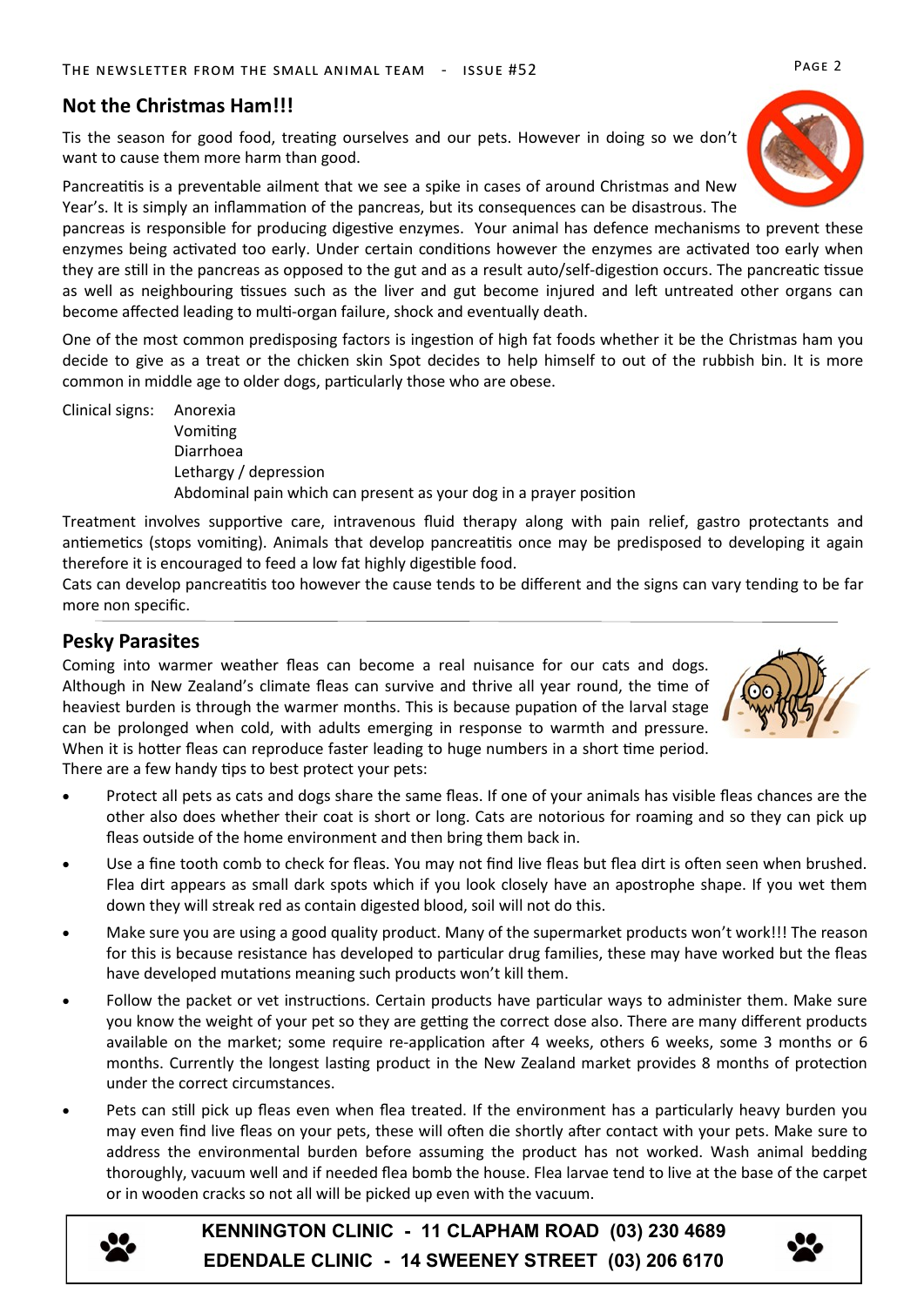## Not the Christmas Ham!!!

Tis the season for good food, treating ourselves and our pets. However in doing so we don't want to cause them more harm than good.

Pancreatitis is a preventable ailment that we see a spike in cases of around Christmas and New Year's. It is simply an inflammation of the pancreas, but its consequences can be disastrous. The pancreas is responsible for producing digestive enzymes. Your animal has defence mechanisms to prevent these enzymes being activated too early. Under certain conditions however the enzymes are activated too early when they are still in the pancreas as opposed to the gut and as a result auto/self-digestion occurs. The pancreatic tissue as well as neighbouring tissues such as the liver and gut become injured and left untreated other organs can become affected leading to multi-organ failure, shock and eventually death.

One of the most common predisposing factors is ingestion of high fat foods whether it be the Christmas ham you decide to give as a treat or the chicken skin Spot decides to help himself to out of the rubbish bin. It is more common in middle age to older dogs, particularly those who are obese.

Clinical signs:
- Anorexia
- Vomiting
- Diarrhoea
- Lethargy / depression
- Abdominal pain which can present as your dog in a prayer position

Treatment involves supportive care, intravenous fluid therapy along with pain relief, gastro protectants and antiemetics (stops vomiting). Animals that develop pancreatitis once may be predisposed to developing it again therefore it is encouraged to feed a low fat highly digestible food.

Cats can develop pancreatitis too however the cause tends to be different and the signs can vary tending to be far more non specific.

## Pesky Parasites

Coming into warmer weather fleas can become a real nuisance for our cats and dogs. Although in New Zealand's climate fleas can survive and thrive all year round, the time of heaviest burden is through the warmer months. This is because pupation of the larval stage can be prolonged when cold, with adults emerging in response to warmth and pressure. When it is hotter fleas can reproduce faster leading to huge numbers in a short time period. There are a few handy tips to best protect your pets:

- Protect all pets as cats and dogs share the same fleas. If one of your animals has visible fleas chances are the other also does whether their coat is short or long. Cats are notorious for roaming and so they can pick up fleas outside of the home environment and then bring them back in.
- Use a fine tooth comb to check for fleas. You may not find live fleas but flea dirt is often seen when brushed. Flea dirt appears as small dark spots which if you look closely have an apostrophe shape. If you wet them down they will streak red as contain digested blood, soil will not do this.
- Make sure you are using a good quality product. Many of the supermarket products won't work!!! The reason for this is because resistance has developed to particular drug families, these may have worked but the fleas have developed mutations meaning such products won't kill them.
- Follow the packet or vet instructions. Certain products have particular ways to administer them. Make sure you know the weight of your pet so they are getting the correct dose also. There are many different products available on the market; some require re-application after 4 weeks, others 6 weeks, some 3 months or 6 months. Currently the longest lasting product in the New Zealand market provides 8 months of protection under the correct circumstances.
- Pets can still pick up fleas even when flea treated. If the environment has a particularly heavy burden you may even find live fleas on your pets, these will often die shortly after contact with your pets. Make sure to address the environmental burden before assuming the product has not worked. Wash animal bedding thoroughly, vacuum well and if needed flea bomb the house. Flea larvae tend to live at the base of the carpet or in wooden cracks so not all will be picked up even with the vacuum.

**KENNINGTON CLINIC - 11 CLAPHAM ROAD (03) 230 4689**
**EDENDALE CLINIC - 14 SWEENEY STREET (03) 206 6170**